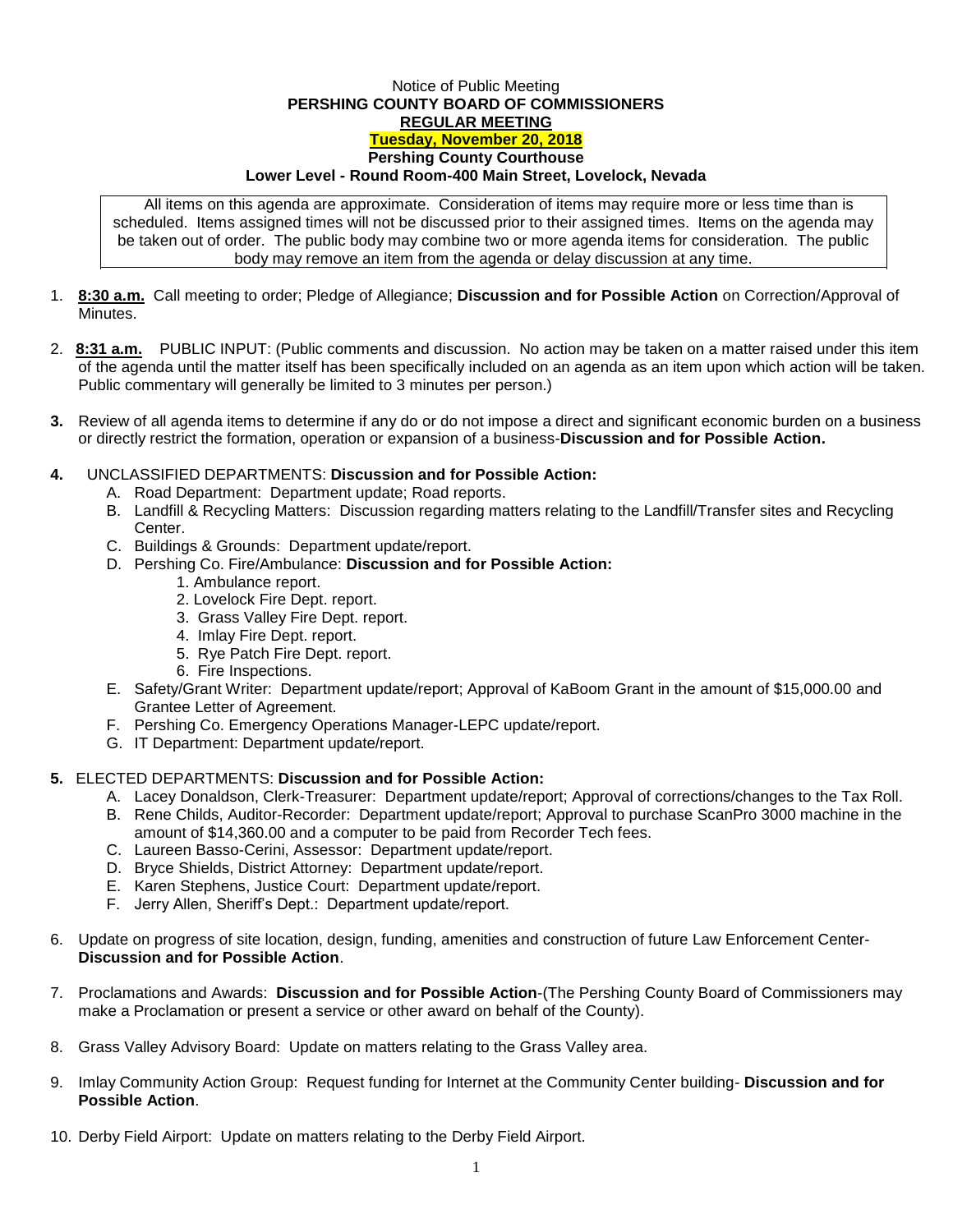Notice of Public Meeting

**PERSHING COUNTY BOARD OF COMMISSIONERS**

**REGULAR MEETING**

**Tuesday, November 20, 2018**

**Pershing County Courthouse**

**Lower Level - Round Room-400 Main Street, Lovelock, Nevada**

All items on this agenda are approximate. Consideration of items may require more or less time than is scheduled. Items assigned times will not be discussed prior to their assigned times. Items on the agenda may be taken out of order. The public body may combine two or more agenda items for consideration. The public body may remove an item from the agenda or delay discussion at any time.

1. **8:30 a.m.** Call meeting to order; Pledge of Allegiance; **Discussion and for Possible Action** on Correction/Approval of Minutes.

2. **8:31 a.m.** PUBLIC INPUT: (Public comments and discussion. No action may be taken on a matter raised under this item of the agenda until the matter itself has been specifically included on an agenda as an item upon which action will be taken. Public commentary will generally be limited to 3 minutes per person.)

3. Review of all agenda items to determine if any do or do not impose a direct and significant economic burden on a business or directly restrict the formation, operation or expansion of a business-**Discussion and for Possible Action.**

4. UNCLASSIFIED DEPARTMENTS: **Discussion and for Possible Action:**
   - A. Road Department: Department update; Road reports.
   - B. Landfill & Recycling Matters: Discussion regarding matters relating to the Landfill/Transfer sites and Recycling Center.
   - C. Buildings & Grounds: Department update/report.
   - D. Pershing Co. Fire/Ambulance: **Discussion and for Possible Action:**
     1. Ambulance report.
     2. Lovelock Fire Dept. report.
     3. Grass Valley Fire Dept. report.
     4. Imlay Fire Dept. report.
     5. Rye Patch Fire Dept. report.
     6. Fire Inspections.
   - E. Safety/Grant Writer: Department update/report; Approval of KaBoom Grant in the amount of $15,000.00 and Grantee Letter of Agreement.
   - F. Pershing Co. Emergency Operations Manager-LEPC update/report.
   - G. IT Department: Department update/report.

5. ELECTED DEPARTMENTS: **Discussion and for Possible Action:**
   - A. Lacey Donaldson, Clerk-Treasurer: Department update/report; Approval of corrections/changes to the Tax Roll.
   - B. Rene Childs, Auditor-Recorder: Department update/report; Approval to purchase ScanPro 3000 machine in the amount of $14,360.00 and a computer to be paid from Recorder Tech fees.
   - C. Laureen Basso-Cerini, Assessor: Department update/report.
   - D. Bryce Shields, District Attorney: Department update/report.
   - E. Karen Stephens, Justice Court: Department update/report.
   - F. Jerry Allen, Sheriff's Dept.: Department update/report.

6. Update on progress of site location, design, funding, amenities and construction of future Law Enforcement Center-**Discussion and for Possible Action**.

7. Proclamations and Awards: **Discussion and for Possible Action**-(The Pershing County Board of Commissioners may make a Proclamation or present a service or other award on behalf of the County).

8. Grass Valley Advisory Board: Update on matters relating to the Grass Valley area.

9. Imlay Community Action Group: Request funding for Internet at the Community Center building- **Discussion and for Possible Action**.

10. Derby Field Airport: Update on matters relating to the Derby Field Airport.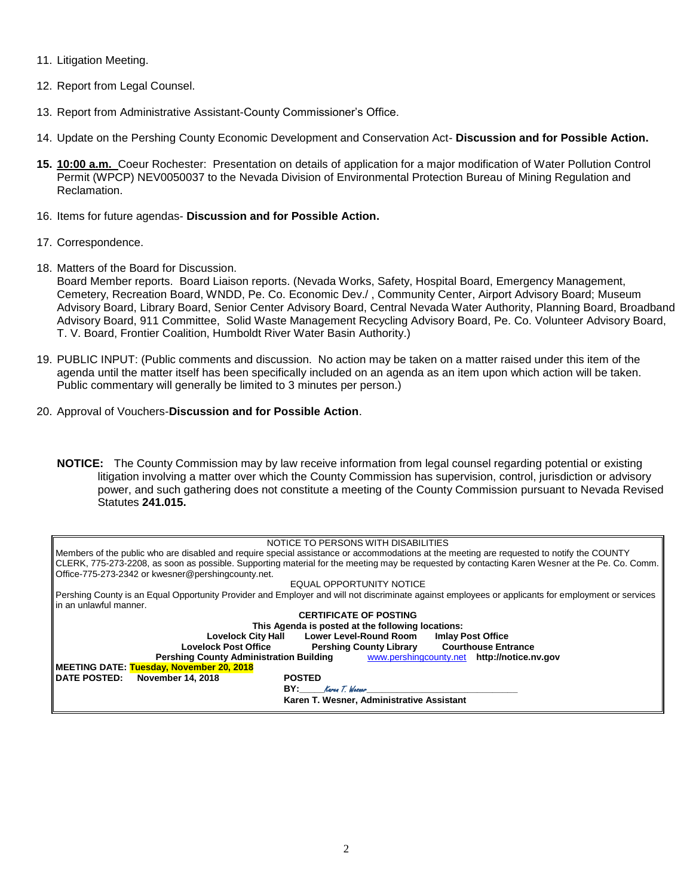11. Litigation Meeting.

12. Report from Legal Counsel.

13. Report from Administrative Assistant-County Commissioner's Office.

14. Update on the Pershing County Economic Development and Conservation Act- **Discussion and for Possible Action.**

15. **10:00 a.m.** Coeur Rochester: Presentation on details of application for a major modification of Water Pollution Control Permit (WPCP) NEV0050037 to the Nevada Division of Environmental Protection Bureau of Mining Regulation and Reclamation.

16. Items for future agendas- **Discussion and for Possible Action.**

17. Correspondence.

18. Matters of the Board for Discussion.
    Board Member reports. Board Liaison reports. (Nevada Works, Safety, Hospital Board, Emergency Management, Cemetery, Recreation Board, WNDD, Pe. Co. Economic Dev./ , Community Center, Airport Advisory Board; Museum Advisory Board, Library Board, Senior Center Advisory Board, Central Nevada Water Authority, Planning Board, Broadband Advisory Board, 911 Committee, Solid Waste Management Recycling Advisory Board, Pe. Co. Volunteer Advisory Board, T. V. Board, Frontier Coalition, Humboldt River Water Basin Authority.)

19. PUBLIC INPUT: (Public comments and discussion. No action may be taken on a matter raised under this item of the agenda until the matter itself has been specifically included on an agenda as an item upon which action will be taken. Public commentary will generally be limited to 3 minutes per person.)

20. Approval of Vouchers-**Discussion and for Possible Action**.

**NOTICE:** The County Commission may by law receive information from legal counsel regarding potential or existing litigation involving a matter over which the County Commission has supervision, control, jurisdiction or advisory power, and such gathering does not constitute a meeting of the County Commission pursuant to Nevada Revised Statutes **241.015.**

NOTICE TO PERSONS WITH DISABILITIES

Members of the public who are disabled and require special assistance or accommodations at the meeting are requested to notify the COUNTY CLERK, 775-273-2208, as soon as possible. Supporting material for the meeting may be requested by contacting Karen Wesner at the Pe. Co. Comm. Office-775-273-2342 or kwesner@pershingcounty.net.

EQUAL OPPORTUNITY NOTICE

Pershing County is an Equal Opportunity Provider and Employer and will not discriminate against employees or applicants for employment or services in an unlawful manner.

**CERTIFICATE OF POSTING**

**This Agenda is posted at the following locations:**

**Lovelock City Hall** **Lower Level-Round Room** **Imlay Post Office**
**Lovelock Post Office** **Pershing County Library** **Courthouse Entrance**
**Pershing County Administration Building** www.pershingcounty.net **http://notice.nv.gov**

**MEETING DATE: Tuesday, November 20, 2018**
**DATE POSTED: November 14, 2018** **POSTED**
**BY:** Karen T. Wesner
**Karen T. Wesner, Administrative Assistant**